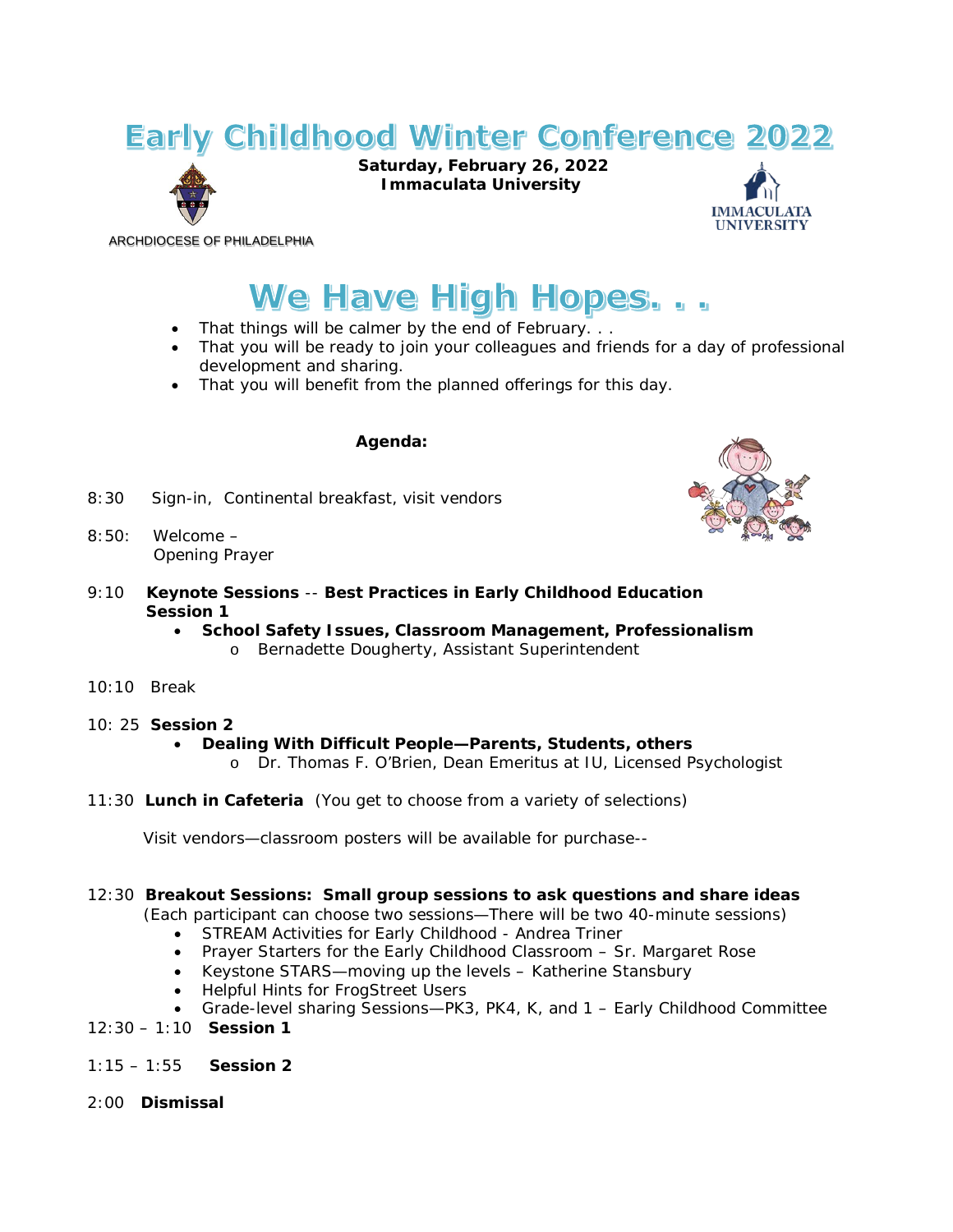# Early Childhood Winter Conference 2022

**Saturday, February 26, 2022**
**Immaculata University**

ARCHDIOCESE OF PHILADELPHIA

IMMACULATA UNIVERSITY

## We Have High Hopes. . .

- That things will be calmer by the end of February. . .
- That you will be ready to join your colleagues and friends for a day of professional development and sharing.
- That you will benefit from the planned offerings for this day.

**Agenda:**

8:30 Sign-in, Continental breakfast, visit vendors

8:50: Welcome –
Opening Prayer

9:10 **Keynote Sessions** -- **Best Practices in Early Childhood Education**
**Session 1**
- **School Safety Issues, Classroom Management, Professionalism**
  - Bernadette Dougherty, Assistant Superintendent

10:10 Break

10: 25 **Session 2**
- **Dealing With Difficult People—Parents, Students, others**
  - Dr. Thomas F. O'Brien, Dean Emeritus at IU, Licensed Psychologist

11:30 **Lunch in Cafeteria** (You get to choose from a variety of selections)

Visit vendors—classroom posters will be available for purchase--

12:30 **Breakout Sessions: Small group sessions to ask questions and share ideas**
(Each participant can choose two sessions—There will be two 40-minute sessions)
- STREAM Activities for Early Childhood - Andrea Triner
- Prayer Starters for the Early Childhood Classroom – Sr. Margaret Rose
- Keystone STARS—moving up the levels – Katherine Stansbury
- Helpful Hints for FrogStreet Users
- Grade-level sharing Sessions—PK3, PK4, K, and 1 – Early Childhood Committee

12:30 – 1:10 **Session 1**

1:15 – 1:55 **Session 2**

2:00 **Dismissal**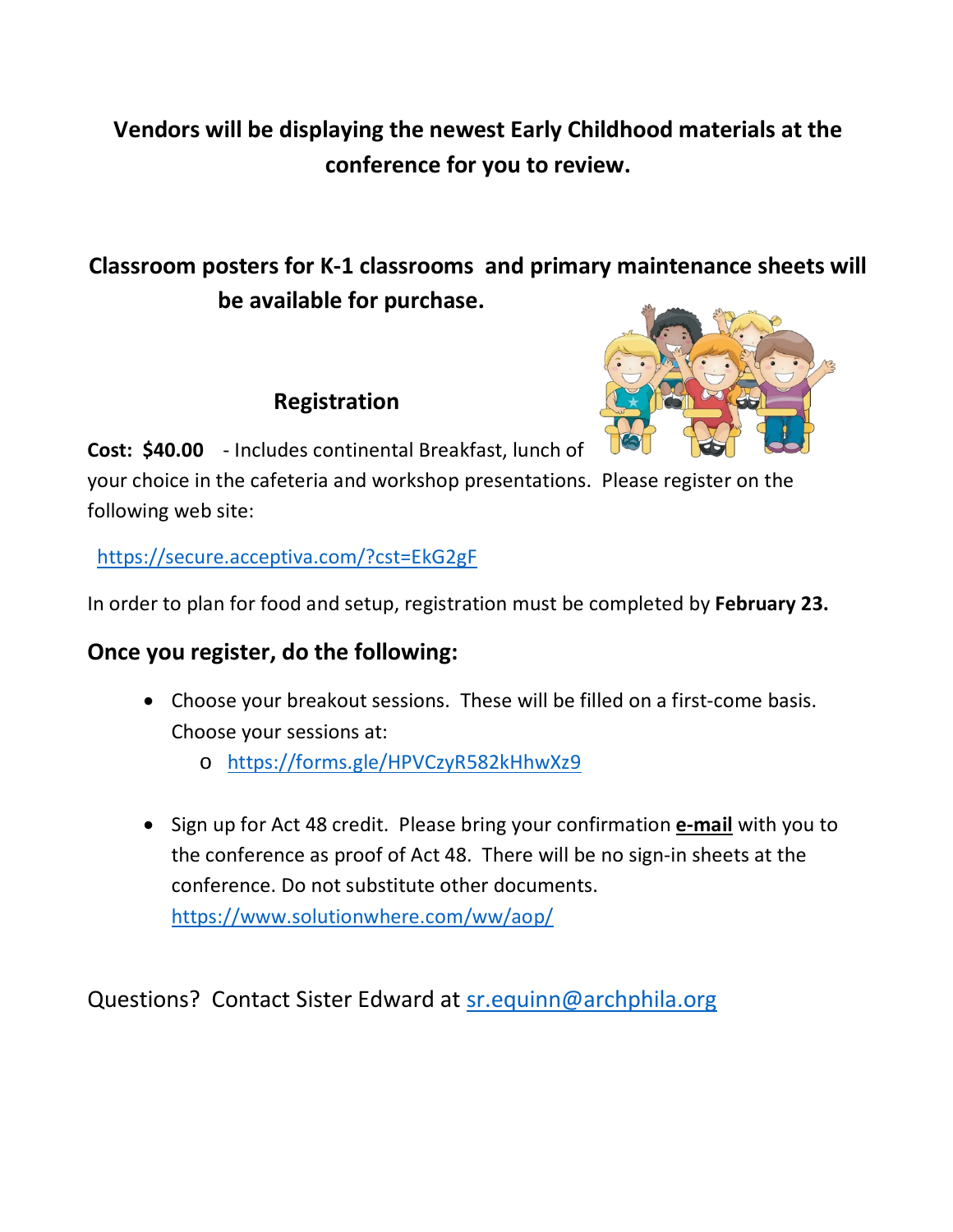**Vendors will be displaying the newest Early Childhood materials at the conference for you to review.**

**Classroom posters for K-1 classrooms and primary maintenance sheets will be available for purchase.**

## Registration

**Cost: $40.00** - Includes continental Breakfast, lunch of your choice in the cafeteria and workshop presentations. Please register on the following web site:

https://secure.acceptiva.com/?cst=EkG2gF

In order to plan for food and setup, registration must be completed by **February 23.**

## Once you register, do the following:

- Choose your breakout sessions. These will be filled on a first-come basis. Choose your sessions at:
  - https://forms.gle/HPVCzyR582kHhwXz9
- Sign up for Act 48 credit. Please bring your confirmation **e-mail** with you to the conference as proof of Act 48. There will be no sign-in sheets at the conference. Do not substitute other documents. https://www.solutionwhere.com/ww/aop/

Questions? Contact Sister Edward at sr.equinn@archphila.org